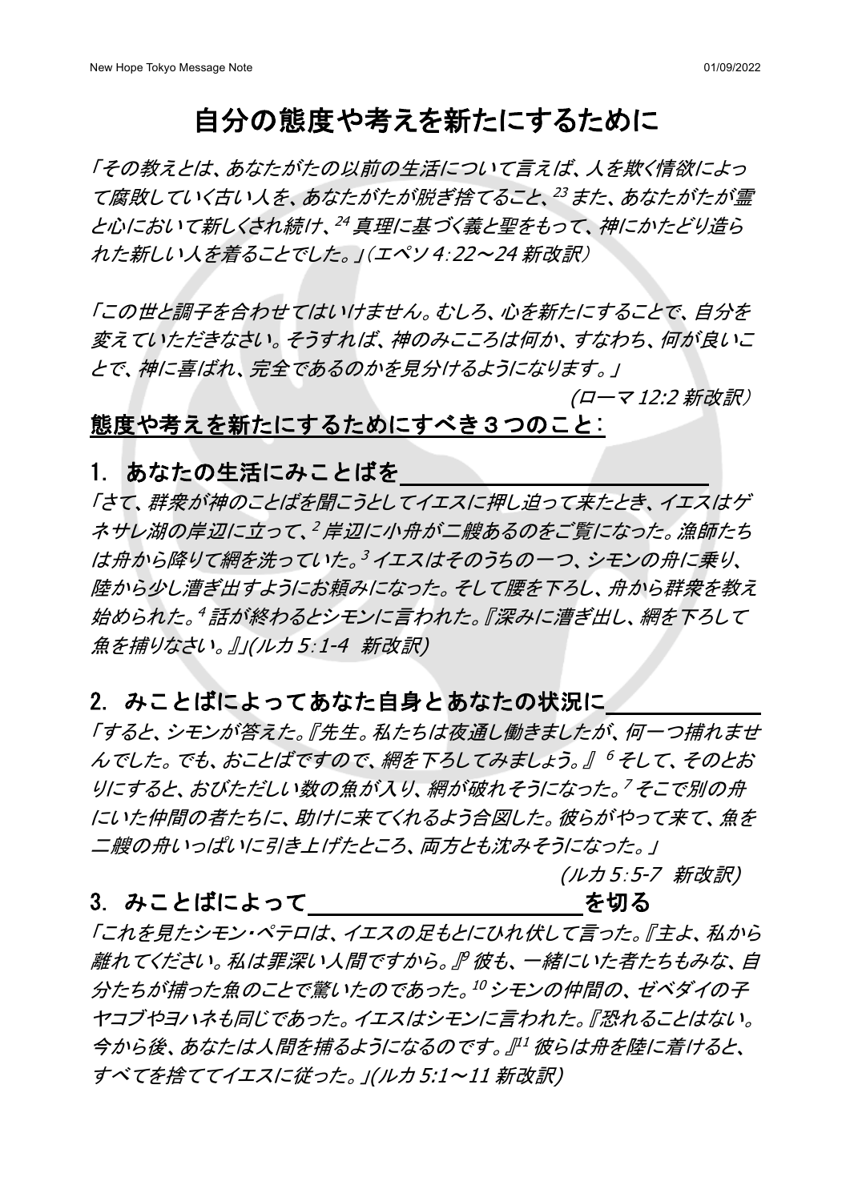# 自分の態度や考えを新たにするために

*「その教えとは、あなたがたの以前の生活について言えば、人を欺く情欲によって腐敗していく古い人を、あなたがたが脱ぎ捨てること、[23] また、あなたがたが霊と心において新しくされ続け、[24] 真理に基づく義と聖をもって、神にかたどり造られた新しい人を着ることでした。」(エペソ 4:22〜24 新改訳)*

*「この世と調子を合わせてはいけません。むしろ、心を新たにすることで、自分を変えていただきなさい。そうすれば、神のみこころは何か、すなわち、何が良いことで、神に喜ばれ、完全であるのかを見分けるようになります。」*

*(ローマ 12:2 新改訳)*

## 態度や考えを新たにするためにすべき３つのこと:

### 1. あなたの生活にみことばを＿＿＿＿＿＿＿＿＿＿＿＿

*「さて、群衆が神のことばを聞こうとしてイエスに押し迫って来たとき、イエスはゲネサレ湖の岸辺に立って、[2] 岸辺に小舟が二艘あるのをご覧になった。漁師たちは舟から降りて網を洗っていた。[3] イエスはそのうちの一つ、シモンの舟に乗り、陸から少し漕ぎ出すようにお頼みになった。そして腰を下ろし、舟から群衆を教え始められた。[4] 話が終わるとシモンに言われた。『深みに漕ぎ出し、網を下ろして魚を捕りなさい。』」(ルカ 5:1-4　新改訳)*

### 2. みことばによってあなた自身とあなたの状況に＿＿＿＿＿＿

*「すると、シモンが答えた。『先生。私たちは夜通し働きましたが、何一つ捕れませんでした。でも、おことばですので、網を下ろしてみましょう。』 [6] そして、そのとおりにすると、おびただしい数の魚が入り、網が破れそうになった。[7] そこで別の舟にいた仲間の者たちに、助けに来てくれるよう合図した。彼らがやって来て、魚を二艘の舟いっぱいに引き上げたところ、両方とも沈みそうになった。」*

*(ルカ 5:5-7　新改訳)*

### 3. みことばによって＿＿＿＿＿＿＿＿＿＿＿＿を切る

*「これを見たシモン・ペテロは、イエスの足もとにひれ伏して言った。『主よ、私から離れてください。私は罪深い人間ですから。』[9] 彼も、一緒にいた者たちもみな、自分たちが捕った魚のことで驚いたのであった。[10] シモンの仲間の、ゼベダイの子ヤコブやヨハネも同じであった。イエスはシモンに言われた。『恐れることはない。今から後、あなたは人間を捕るようになるのです。』[11] 彼らは舟を陸に着けると、すべてを捨ててイエスに従った。」(ルカ 5:1〜11 新改訳)*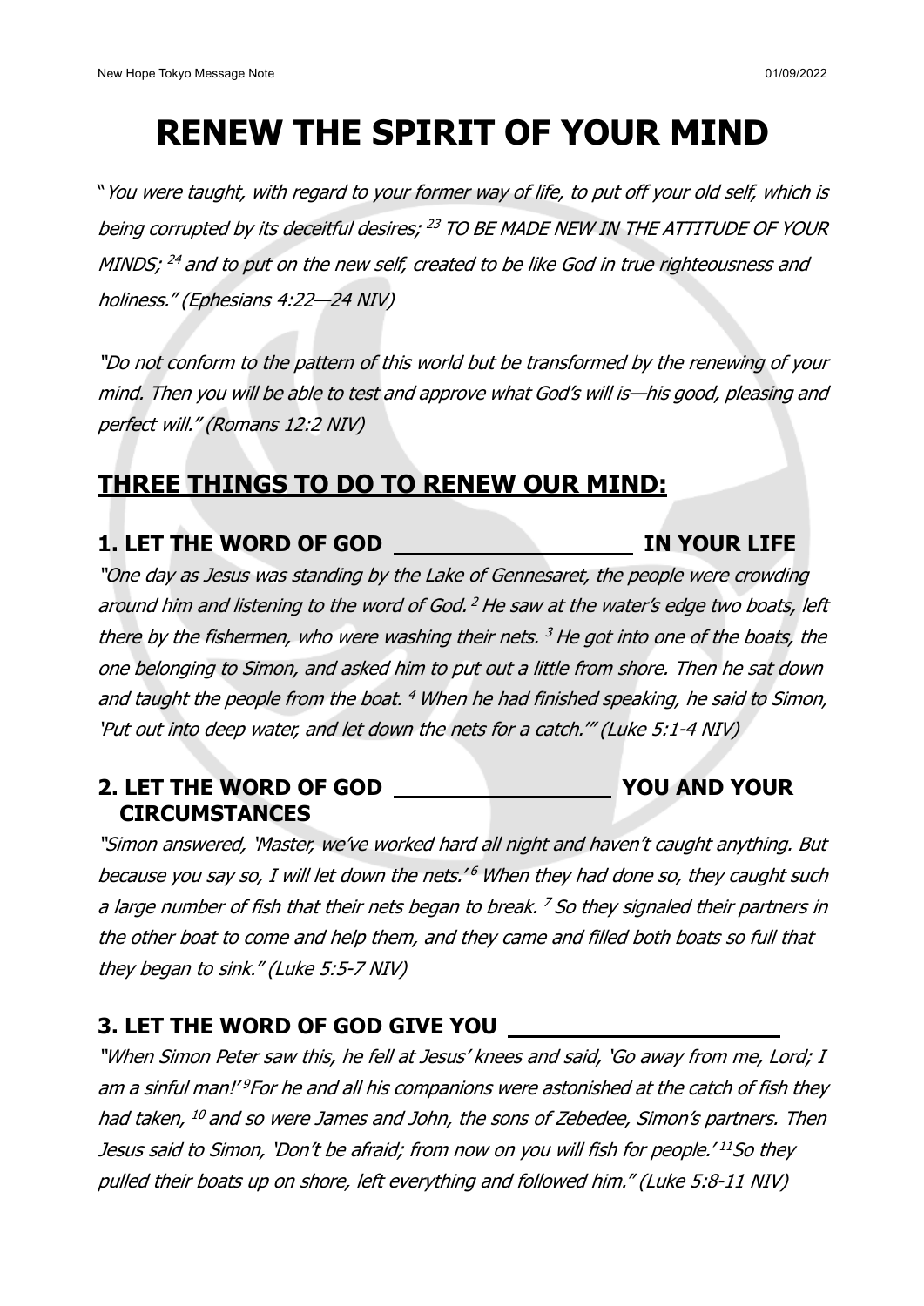# RENEW THE SPIRIT OF YOUR MIND

"*You were taught, with regard to your former way of life, to put off your old self, which is being corrupted by its deceitful desires; [23] TO BE MADE NEW IN THE ATTITUDE OF YOUR MINDS; [24] and to put on the new self, created to be like God in true righteousness and holiness." (Ephesians 4:22—24 NIV)*

*"Do not conform to the pattern of this world but be transformed by the renewing of your mind. Then you will be able to test and approve what God's will is—his good, pleasing and perfect will." (Romans 12:2 NIV)*

## THREE THINGS TO DO TO RENEW OUR MIND:

### 1. LET THE WORD OF GOD ____________________ IN YOUR LIFE

*"One day as Jesus was standing by the Lake of Gennesaret, the people were crowding around him and listening to the word of God. [2] He saw at the water's edge two boats, left there by the fishermen, who were washing their nets. [3] He got into one of the boats, the one belonging to Simon, and asked him to put out a little from shore. Then he sat down and taught the people from the boat. [4] When he had finished speaking, he said to Simon, 'Put out into deep water, and let down the nets for a catch.'" (Luke 5:1-4 NIV)*

### 2. LET THE WORD OF GOD __________________ YOU AND YOUR CIRCUMSTANCES

*"Simon answered, 'Master, we've worked hard all night and haven't caught anything. But because you say so, I will let down the nets.' [6] When they had done so, they caught such a large number of fish that their nets began to break. [7] So they signaled their partners in the other boat to come and help them, and they came and filled both boats so full that they began to sink." (Luke 5:5-7 NIV)*

### 3. LET THE WORD OF GOD GIVE YOU ______________________

*"When Simon Peter saw this, he fell at Jesus' knees and said, 'Go away from me, Lord; I am a sinful man!' [9] For he and all his companions were astonished at the catch of fish they had taken, [10] and so were James and John, the sons of Zebedee, Simon's partners. Then Jesus said to Simon, 'Don't be afraid; from now on you will fish for people.' [11] So they pulled their boats up on shore, left everything and followed him." (Luke 5:8-11 NIV)*